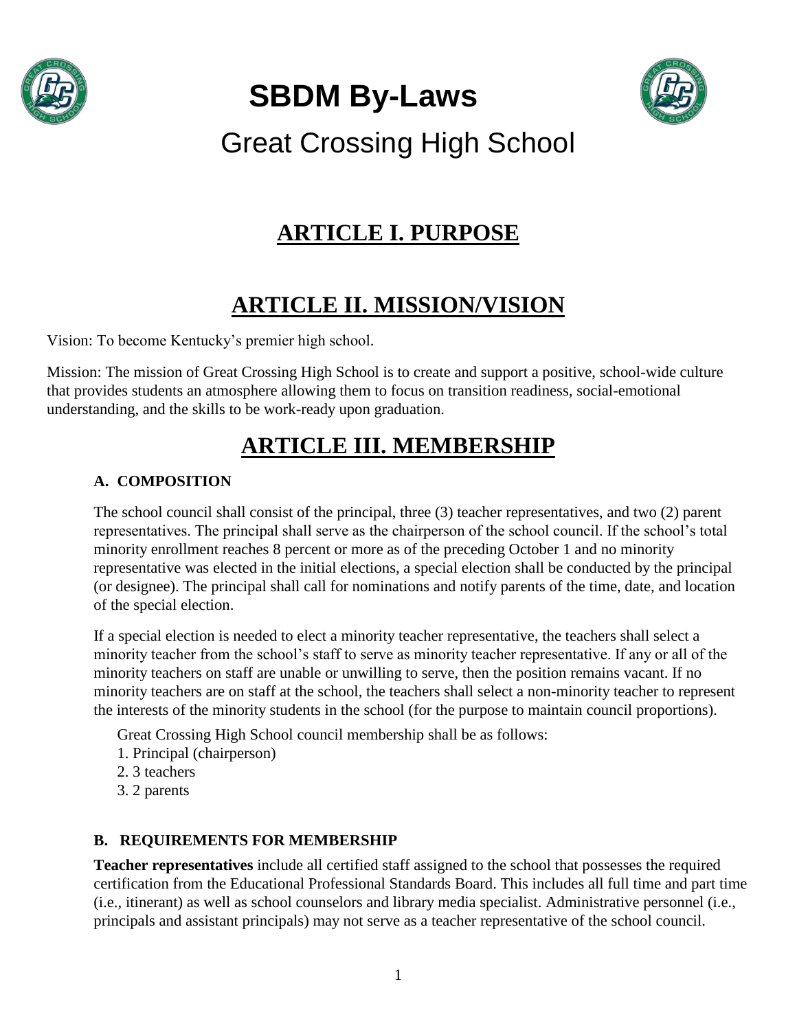# SBDM By-Laws

Great Crossing High School

## ARTICLE I. PURPOSE

## ARTICLE II. MISSION/VISION

Vision: To become Kentucky's premier high school.

Mission: The mission of Great Crossing High School is to create and support a positive, school-wide culture that provides students an atmosphere allowing them to focus on transition readiness, social-emotional understanding, and the skills to be work-ready upon graduation.

## ARTICLE III. MEMBERSHIP

### A. COMPOSITION

The school council shall consist of the principal, three (3) teacher representatives, and two (2) parent representatives. The principal shall serve as the chairperson of the school council. If the school's total minority enrollment reaches 8 percent or more as of the preceding October 1 and no minority representative was elected in the initial elections, a special election shall be conducted by the principal (or designee). The principal shall call for nominations and notify parents of the time, date, and location of the special election.

If a special election is needed to elect a minority teacher representative, the teachers shall select a minority teacher from the school's staff to serve as minority teacher representative. If any or all of the minority teachers on staff are unable or unwilling to serve, then the position remains vacant. If no minority teachers are on staff at the school, the teachers shall select a non-minority teacher to represent the interests of the minority students in the school (for the purpose to maintain council proportions).

Great Crossing High School council membership shall be as follows:

1. Principal (chairperson)
2. 3 teachers
3. 2 parents

### B. REQUIREMENTS FOR MEMBERSHIP

**Teacher representatives** include all certified staff assigned to the school that possesses the required certification from the Educational Professional Standards Board. This includes all full time and part time (i.e., itinerant) as well as school counselors and library media specialist. Administrative personnel (i.e., principals and assistant principals) may not serve as a teacher representative of the school council.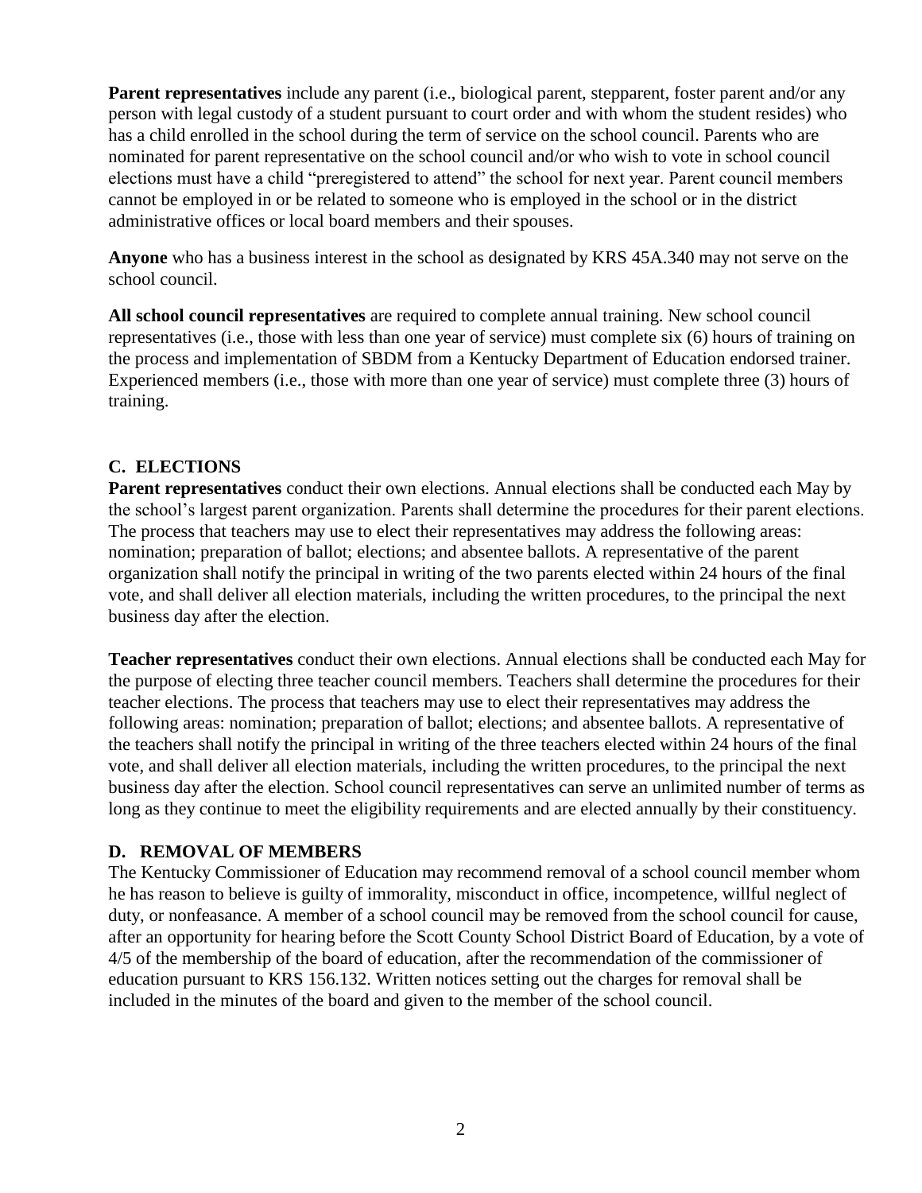**Parent representatives** include any parent (i.e., biological parent, stepparent, foster parent and/or any person with legal custody of a student pursuant to court order and with whom the student resides) who has a child enrolled in the school during the term of service on the school council. Parents who are nominated for parent representative on the school council and/or who wish to vote in school council elections must have a child "preregistered to attend" the school for next year. Parent council members cannot be employed in or be related to someone who is employed in the school or in the district administrative offices or local board members and their spouses.

**Anyone** who has a business interest in the school as designated by KRS 45A.340 may not serve on the school council.

**All school council representatives** are required to complete annual training. New school council representatives (i.e., those with less than one year of service) must complete six (6) hours of training on the process and implementation of SBDM from a Kentucky Department of Education endorsed trainer. Experienced members (i.e., those with more than one year of service) must complete three (3) hours of training.

### C. ELECTIONS

**Parent representatives** conduct their own elections. Annual elections shall be conducted each May by the school's largest parent organization. Parents shall determine the procedures for their parent elections. The process that teachers may use to elect their representatives may address the following areas: nomination; preparation of ballot; elections; and absentee ballots. A representative of the parent organization shall notify the principal in writing of the two parents elected within 24 hours of the final vote, and shall deliver all election materials, including the written procedures, to the principal the next business day after the election.

**Teacher representatives** conduct their own elections. Annual elections shall be conducted each May for the purpose of electing three teacher council members. Teachers shall determine the procedures for their teacher elections. The process that teachers may use to elect their representatives may address the following areas: nomination; preparation of ballot; elections; and absentee ballots. A representative of the teachers shall notify the principal in writing of the three teachers elected within 24 hours of the final vote, and shall deliver all election materials, including the written procedures, to the principal the next business day after the election. School council representatives can serve an unlimited number of terms as long as they continue to meet the eligibility requirements and are elected annually by their constituency.

### D. REMOVAL OF MEMBERS

The Kentucky Commissioner of Education may recommend removal of a school council member whom he has reason to believe is guilty of immorality, misconduct in office, incompetence, willful neglect of duty, or nonfeasance. A member of a school council may be removed from the school council for cause, after an opportunity for hearing before the Scott County School District Board of Education, by a vote of 4/5 of the membership of the board of education, after the recommendation of the commissioner of education pursuant to KRS 156.132. Written notices setting out the charges for removal shall be included in the minutes of the board and given to the member of the school council.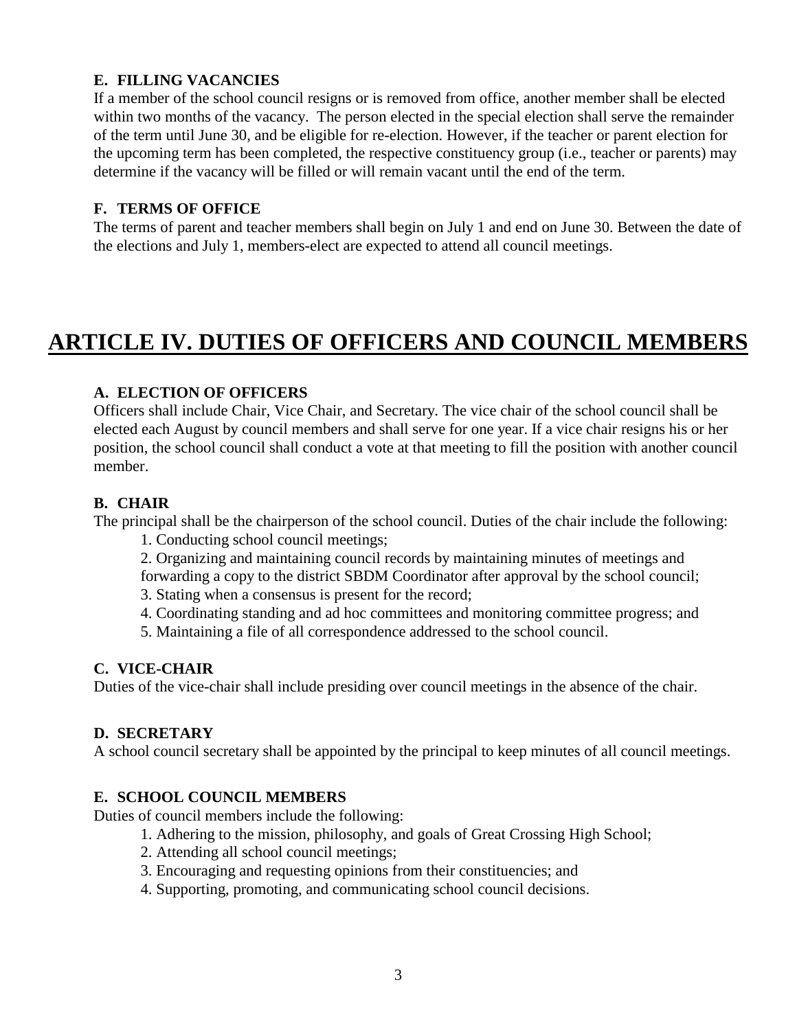### E. FILLING VACANCIES

If a member of the school council resigns or is removed from office, another member shall be elected within two months of the vacancy. The person elected in the special election shall serve the remainder of the term until June 30, and be eligible for re-election. However, if the teacher or parent election for the upcoming term has been completed, the respective constituency group (i.e., teacher or parents) may determine if the vacancy will be filled or will remain vacant until the end of the term.

### F. TERMS OF OFFICE

The terms of parent and teacher members shall begin on July 1 and end on June 30. Between the date of the elections and July 1, members-elect are expected to attend all council meetings.

## ARTICLE IV. DUTIES OF OFFICERS AND COUNCIL MEMBERS

### A. ELECTION OF OFFICERS

Officers shall include Chair, Vice Chair, and Secretary. The vice chair of the school council shall be elected each August by council members and shall serve for one year. If a vice chair resigns his or her position, the school council shall conduct a vote at that meeting to fill the position with another council member.

### B. CHAIR

The principal shall be the chairperson of the school council. Duties of the chair include the following:

1. Conducting school council meetings;
2. Organizing and maintaining council records by maintaining minutes of meetings and forwarding a copy to the district SBDM Coordinator after approval by the school council;
3. Stating when a consensus is present for the record;
4. Coordinating standing and ad hoc committees and monitoring committee progress; and
5. Maintaining a file of all correspondence addressed to the school council.

### C. VICE-CHAIR

Duties of the vice-chair shall include presiding over council meetings in the absence of the chair.

### D. SECRETARY

A school council secretary shall be appointed by the principal to keep minutes of all council meetings.

### E. SCHOOL COUNCIL MEMBERS

Duties of council members include the following:

1. Adhering to the mission, philosophy, and goals of Great Crossing High School;
2. Attending all school council meetings;
3. Encouraging and requesting opinions from their constituencies; and
4. Supporting, promoting, and communicating school council decisions.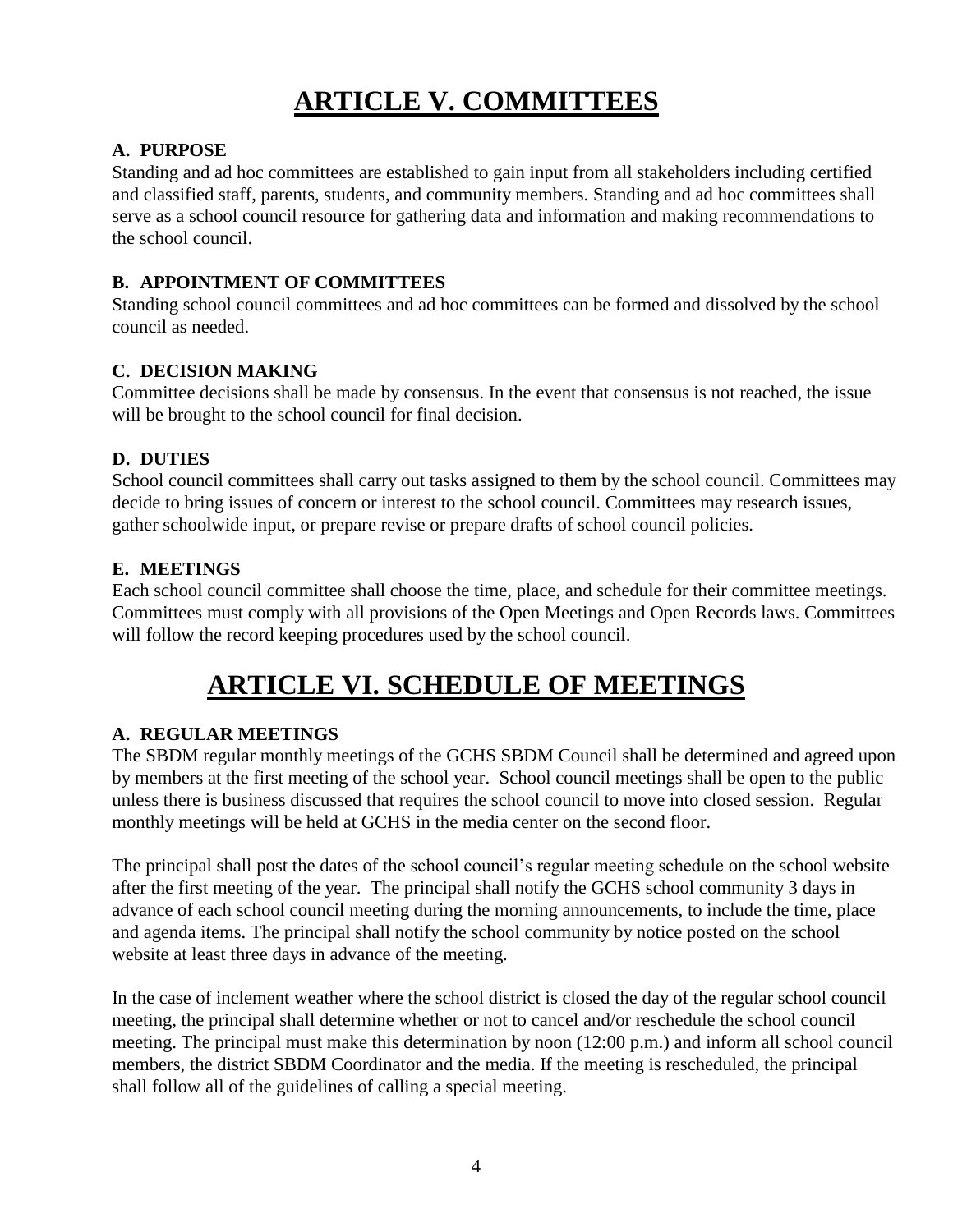# ARTICLE V. COMMITTEES

### A. PURPOSE

Standing and ad hoc committees are established to gain input from all stakeholders including certified and classified staff, parents, students, and community members. Standing and ad hoc committees shall serve as a school council resource for gathering data and information and making recommendations to the school council.

### B. APPOINTMENT OF COMMITTEES

Standing school council committees and ad hoc committees can be formed and dissolved by the school council as needed.

### C. DECISION MAKING

Committee decisions shall be made by consensus. In the event that consensus is not reached, the issue will be brought to the school council for final decision.

### D. DUTIES

School council committees shall carry out tasks assigned to them by the school council. Committees may decide to bring issues of concern or interest to the school council. Committees may research issues, gather schoolwide input, or prepare revise or prepare drafts of school council policies.

### E. MEETINGS

Each school council committee shall choose the time, place, and schedule for their committee meetings. Committees must comply with all provisions of the Open Meetings and Open Records laws. Committees will follow the record keeping procedures used by the school council.

# ARTICLE VI. SCHEDULE OF MEETINGS

### A. REGULAR MEETINGS

The SBDM regular monthly meetings of the GCHS SBDM Council shall be determined and agreed upon by members at the first meeting of the school year. School council meetings shall be open to the public unless there is business discussed that requires the school council to move into closed session. Regular monthly meetings will be held at GCHS in the media center on the second floor.

The principal shall post the dates of the school council's regular meeting schedule on the school website after the first meeting of the year. The principal shall notify the GCHS school community 3 days in advance of each school council meeting during the morning announcements, to include the time, place and agenda items. The principal shall notify the school community by notice posted on the school website at least three days in advance of the meeting.

In the case of inclement weather where the school district is closed the day of the regular school council meeting, the principal shall determine whether or not to cancel and/or reschedule the school council meeting. The principal must make this determination by noon (12:00 p.m.) and inform all school council members, the district SBDM Coordinator and the media. If the meeting is rescheduled, the principal shall follow all of the guidelines of calling a special meeting.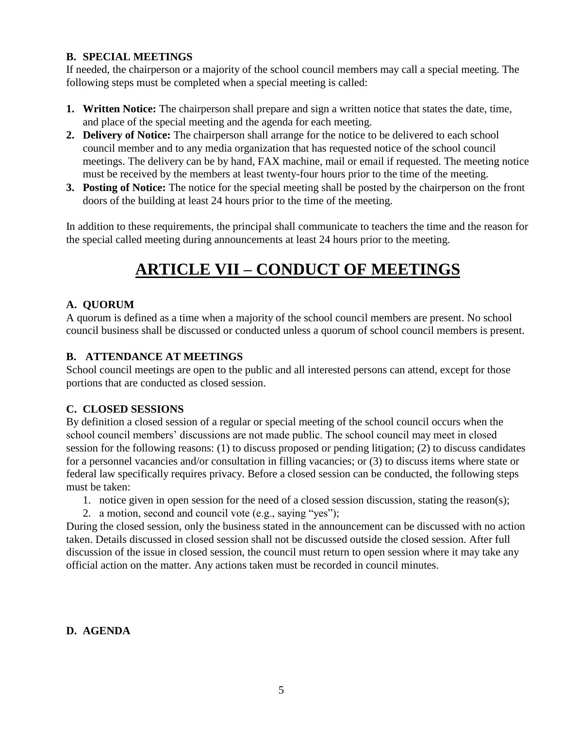**B. SPECIAL MEETINGS**

If needed, the chairperson or a majority of the school council members may call a special meeting. The following steps must be completed when a special meeting is called:

1. **Written Notice:** The chairperson shall prepare and sign a written notice that states the date, time, and place of the special meeting and the agenda for each meeting.
2. **Delivery of Notice:** The chairperson shall arrange for the notice to be delivered to each school council member and to any media organization that has requested notice of the school council meetings. The delivery can be by hand, FAX machine, mail or email if requested. The meeting notice must be received by the members at least twenty-four hours prior to the time of the meeting.
3. **Posting of Notice:** The notice for the special meeting shall be posted by the chairperson on the front doors of the building at least 24 hours prior to the time of the meeting.

In addition to these requirements, the principal shall communicate to teachers the time and the reason for the special called meeting during announcements at least 24 hours prior to the meeting.

# ARTICLE VII – CONDUCT OF MEETINGS

**A. QUORUM**

A quorum is defined as a time when a majority of the school council members are present. No school council business shall be discussed or conducted unless a quorum of school council members is present.

**B. ATTENDANCE AT MEETINGS**

School council meetings are open to the public and all interested persons can attend, except for those portions that are conducted as closed session.

**C. CLOSED SESSIONS**

By definition a closed session of a regular or special meeting of the school council occurs when the school council members' discussions are not made public. The school council may meet in closed session for the following reasons: (1) to discuss proposed or pending litigation; (2) to discuss candidates for a personnel vacancies and/or consultation in filling vacancies; or (3) to discuss items where state or federal law specifically requires privacy. Before a closed session can be conducted, the following steps must be taken:

1. notice given in open session for the need of a closed session discussion, stating the reason(s);
2. a motion, second and council vote (e.g., saying "yes");

During the closed session, only the business stated in the announcement can be discussed with no action taken. Details discussed in closed session shall not be discussed outside the closed session. After full discussion of the issue in closed session, the council must return to open session where it may take any official action on the matter. Any actions taken must be recorded in council minutes.

**D. AGENDA**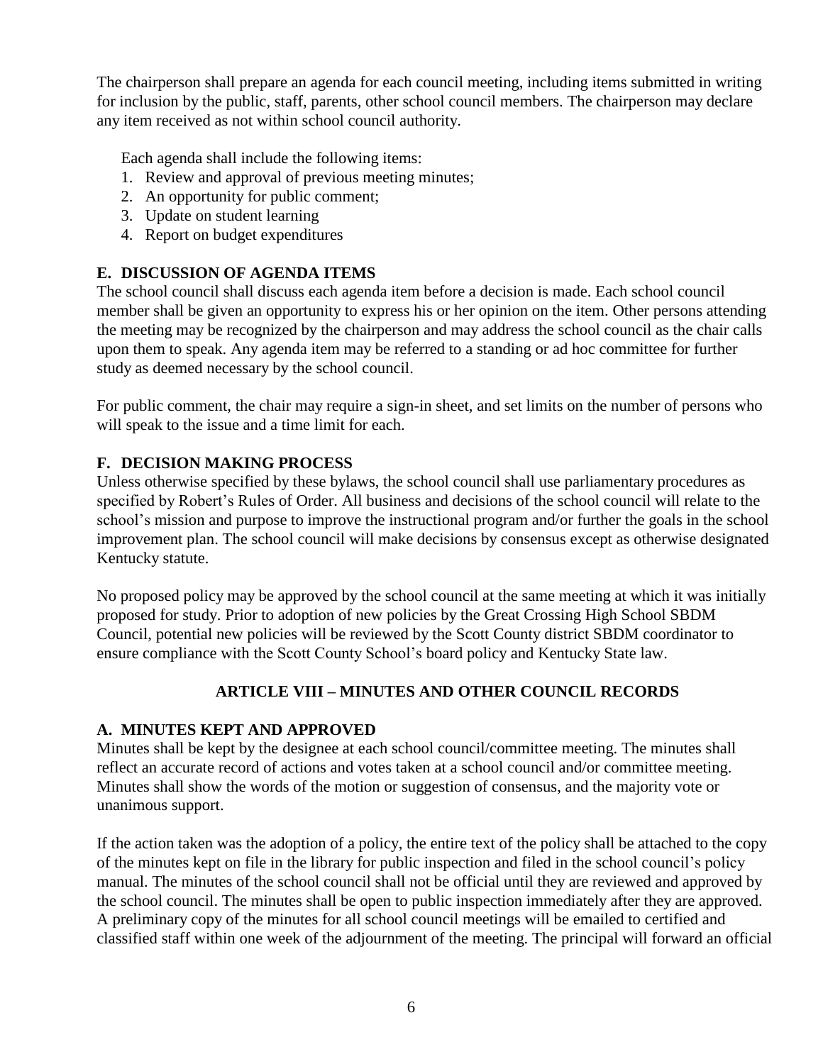The chairperson shall prepare an agenda for each council meeting, including items submitted in writing for inclusion by the public, staff, parents, other school council members. The chairperson may declare any item received as not within school council authority.

Each agenda shall include the following items:

1. Review and approval of previous meeting minutes;
2. An opportunity for public comment;
3. Update on student learning
4. Report on budget expenditures

### E. DISCUSSION OF AGENDA ITEMS

The school council shall discuss each agenda item before a decision is made. Each school council member shall be given an opportunity to express his or her opinion on the item. Other persons attending the meeting may be recognized by the chairperson and may address the school council as the chair calls upon them to speak. Any agenda item may be referred to a standing or ad hoc committee for further study as deemed necessary by the school council.

For public comment, the chair may require a sign-in sheet, and set limits on the number of persons who will speak to the issue and a time limit for each.

### F. DECISION MAKING PROCESS

Unless otherwise specified by these bylaws, the school council shall use parliamentary procedures as specified by Robert's Rules of Order. All business and decisions of the school council will relate to the school's mission and purpose to improve the instructional program and/or further the goals in the school improvement plan. The school council will make decisions by consensus except as otherwise designated Kentucky statute.

No proposed policy may be approved by the school council at the same meeting at which it was initially proposed for study. Prior to adoption of new policies by the Great Crossing High School SBDM Council, potential new policies will be reviewed by the Scott County district SBDM coordinator to ensure compliance with the Scott County School's board policy and Kentucky State law.

## ARTICLE VIII – MINUTES AND OTHER COUNCIL RECORDS

### A. MINUTES KEPT AND APPROVED

Minutes shall be kept by the designee at each school council/committee meeting. The minutes shall reflect an accurate record of actions and votes taken at a school council and/or committee meeting. Minutes shall show the words of the motion or suggestion of consensus, and the majority vote or unanimous support.

If the action taken was the adoption of a policy, the entire text of the policy shall be attached to the copy of the minutes kept on file in the library for public inspection and filed in the school council's policy manual. The minutes of the school council shall not be official until they are reviewed and approved by the school council. The minutes shall be open to public inspection immediately after they are approved. A preliminary copy of the minutes for all school council meetings will be emailed to certified and classified staff within one week of the adjournment of the meeting. The principal will forward an official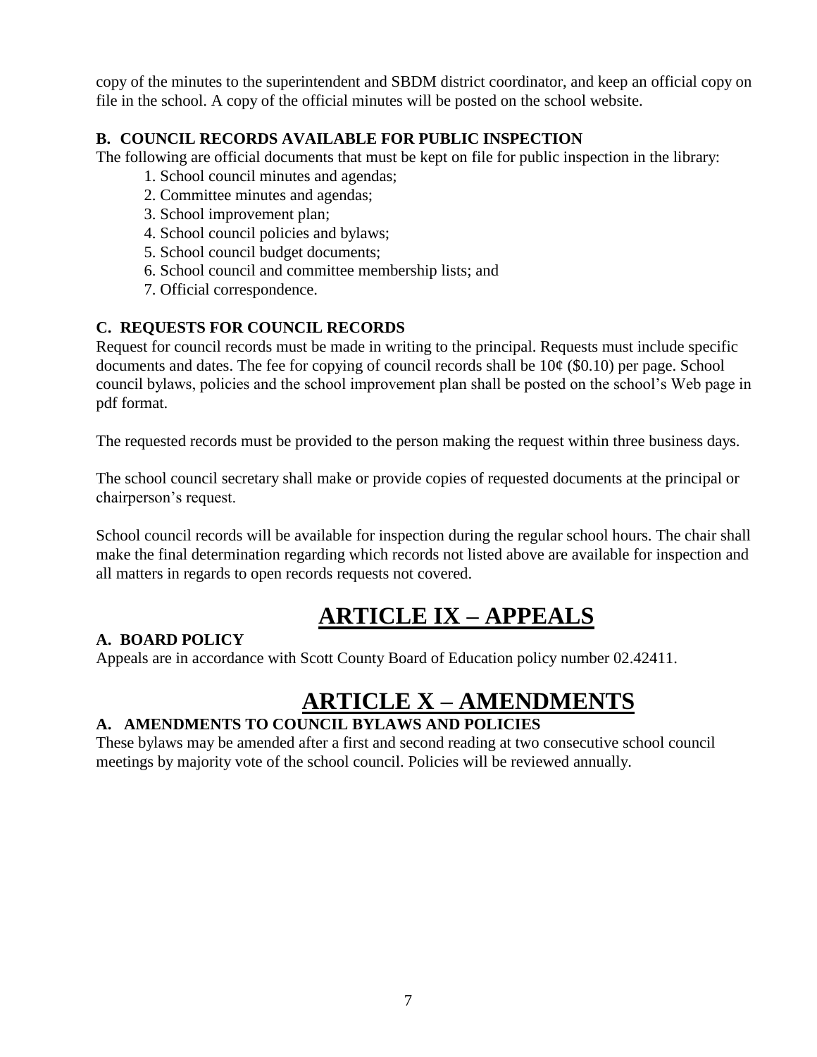copy of the minutes to the superintendent and SBDM district coordinator, and keep an official copy on file in the school. A copy of the official minutes will be posted on the school website.

### B. COUNCIL RECORDS AVAILABLE FOR PUBLIC INSPECTION

The following are official documents that must be kept on file for public inspection in the library:

1. School council minutes and agendas;
2. Committee minutes and agendas;
3. School improvement plan;
4. School council policies and bylaws;
5. School council budget documents;
6. School council and committee membership lists; and
7. Official correspondence.

### C. REQUESTS FOR COUNCIL RECORDS

Request for council records must be made in writing to the principal. Requests must include specific documents and dates. The fee for copying of council records shall be 10¢ ($0.10) per page. School council bylaws, policies and the school improvement plan shall be posted on the school's Web page in pdf format.

The requested records must be provided to the person making the request within three business days.

The school council secretary shall make or provide copies of requested documents at the principal or chairperson's request.

School council records will be available for inspection during the regular school hours. The chair shall make the final determination regarding which records not listed above are available for inspection and all matters in regards to open records requests not covered.

# ARTICLE IX – APPEALS

### A. BOARD POLICY

Appeals are in accordance with Scott County Board of Education policy number 02.42411.

# ARTICLE X – AMENDMENTS

### A. AMENDMENTS TO COUNCIL BYLAWS AND POLICIES

These bylaws may be amended after a first and second reading at two consecutive school council meetings by majority vote of the school council. Policies will be reviewed annually.